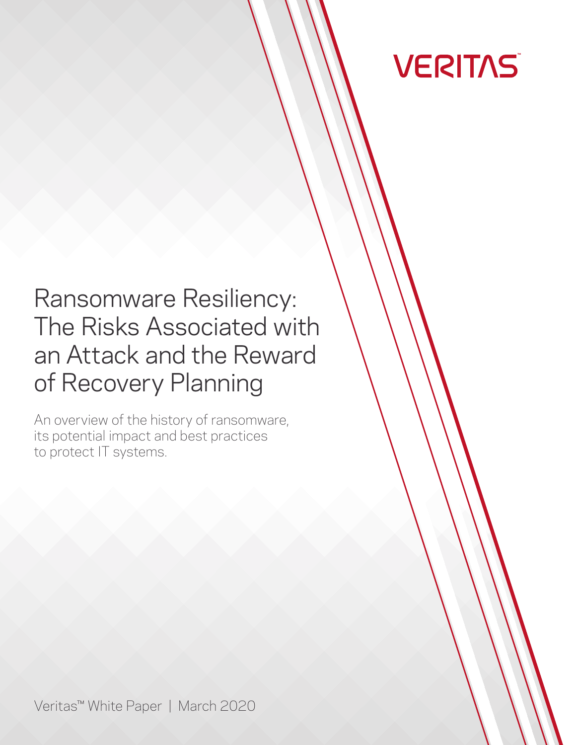VERITAS

# Ransomware Resiliency: The Risks Associated with an Attack and the Reward of Recovery Planning

An overview of the history of ransomware, its potential impact and best practices to protect IT systems.

Veritas™ White Paper | March 2020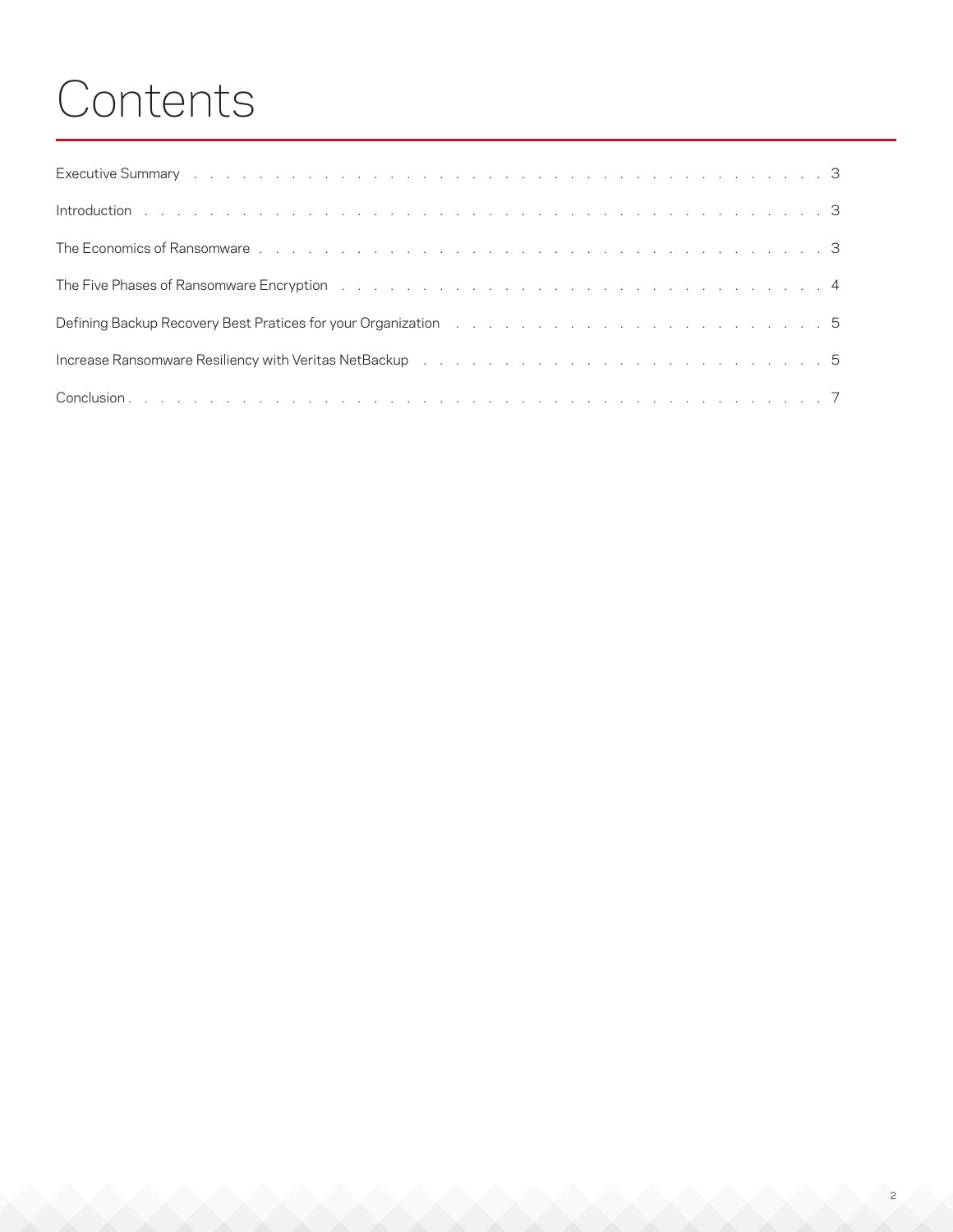# Contents

| | |
|---|---|
| Executive Summary | 3 |
| Introduction | 3 |
| The Economics of Ransomware | 3 |
| The Five Phases of Ransomware Encryption | 4 |
| Defining Backup Recovery Best Pratices for your Organization | 5 |
| Increase Ransomware Resiliency with Veritas NetBackup | 5 |
| Conclusion | 7 |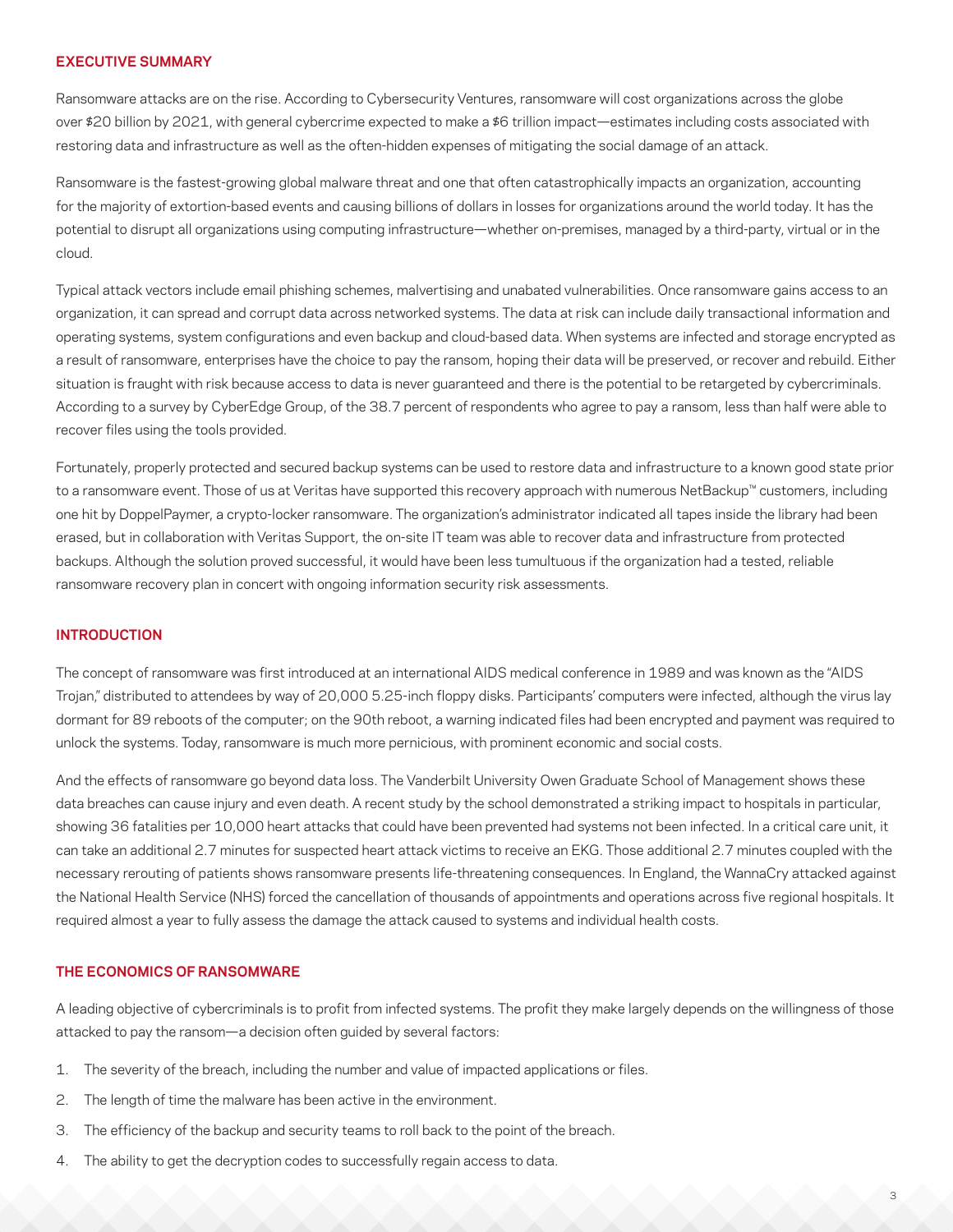## EXECUTIVE SUMMARY

Ransomware attacks are on the rise. According to Cybersecurity Ventures, ransomware will cost organizations across the globe over $20 billion by 2021, with general cybercrime expected to make a $6 trillion impact—estimates including costs associated with restoring data and infrastructure as well as the often-hidden expenses of mitigating the social damage of an attack.

Ransomware is the fastest-growing global malware threat and one that often catastrophically impacts an organization, accounting for the majority of extortion-based events and causing billions of dollars in losses for organizations around the world today. It has the potential to disrupt all organizations using computing infrastructure—whether on-premises, managed by a third-party, virtual or in the cloud.

Typical attack vectors include email phishing schemes, malvertising and unabated vulnerabilities. Once ransomware gains access to an organization, it can spread and corrupt data across networked systems. The data at risk can include daily transactional information and operating systems, system configurations and even backup and cloud-based data. When systems are infected and storage encrypted as a result of ransomware, enterprises have the choice to pay the ransom, hoping their data will be preserved, or recover and rebuild. Either situation is fraught with risk because access to data is never guaranteed and there is the potential to be retargeted by cybercriminals. According to a survey by CyberEdge Group, of the 38.7 percent of respondents who agree to pay a ransom, less than half were able to recover files using the tools provided.

Fortunately, properly protected and secured backup systems can be used to restore data and infrastructure to a known good state prior to a ransomware event. Those of us at Veritas have supported this recovery approach with numerous NetBackup™ customers, including one hit by DoppelPaymer, a crypto-locker ransomware. The organization's administrator indicated all tapes inside the library had been erased, but in collaboration with Veritas Support, the on-site IT team was able to recover data and infrastructure from protected backups. Although the solution proved successful, it would have been less tumultuous if the organization had a tested, reliable ransomware recovery plan in concert with ongoing information security risk assessments.

## INTRODUCTION

The concept of ransomware was first introduced at an international AIDS medical conference in 1989 and was known as the "AIDS Trojan," distributed to attendees by way of 20,000 5.25-inch floppy disks. Participants' computers were infected, although the virus lay dormant for 89 reboots of the computer; on the 90th reboot, a warning indicated files had been encrypted and payment was required to unlock the systems. Today, ransomware is much more pernicious, with prominent economic and social costs.

And the effects of ransomware go beyond data loss. The Vanderbilt University Owen Graduate School of Management shows these data breaches can cause injury and even death. A recent study by the school demonstrated a striking impact to hospitals in particular, showing 36 fatalities per 10,000 heart attacks that could have been prevented had systems not been infected. In a critical care unit, it can take an additional 2.7 minutes for suspected heart attack victims to receive an EKG. Those additional 2.7 minutes coupled with the necessary rerouting of patients shows ransomware presents life-threatening consequences. In England, the WannaCry attacked against the National Health Service (NHS) forced the cancellation of thousands of appointments and operations across five regional hospitals. It required almost a year to fully assess the damage the attack caused to systems and individual health costs.

## THE ECONOMICS OF RANSOMWARE

A leading objective of cybercriminals is to profit from infected systems. The profit they make largely depends on the willingness of those attacked to pay the ransom—a decision often guided by several factors:

1. The severity of the breach, including the number and value of impacted applications or files.
2. The length of time the malware has been active in the environment.
3. The efficiency of the backup and security teams to roll back to the point of the breach.
4. The ability to get the decryption codes to successfully regain access to data.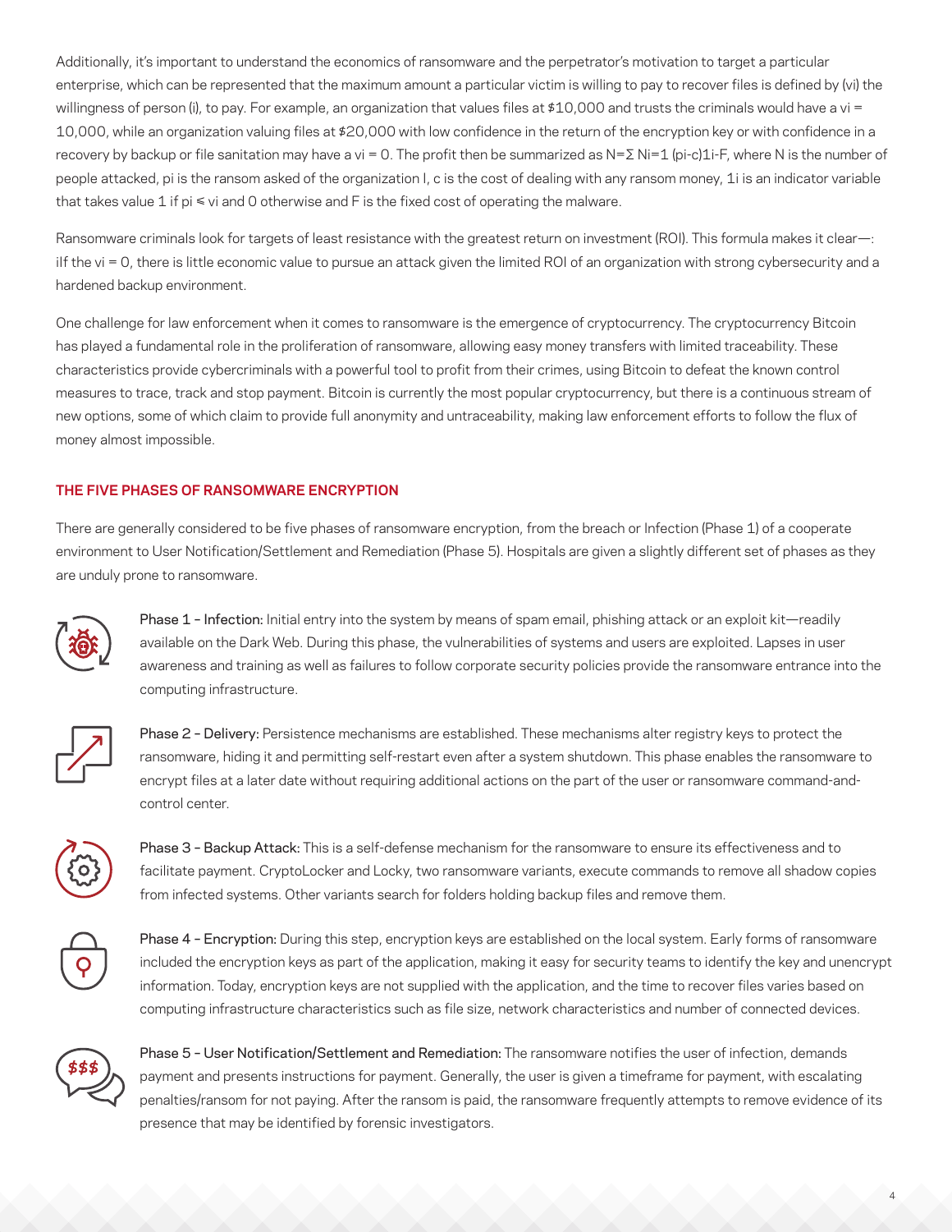Additionally, it's important to understand the economics of ransomware and the perpetrator's motivation to target a particular enterprise, which can be represented that the maximum amount a particular victim is willing to pay to recover files is defined by ($v_i$) the willingness of person (i), to pay. For example, an organization that values files at $10,000 and trusts the criminals would have a $v_i$ = 10,000, while an organization valuing files at $20,000 with low confidence in the return of the encryption key or with confidence in a recovery by backup or file sanitation may have a $v_i$ = 0. The profit then be summarized as $N=\Sigma N_{i=1} (p_i-c)1_i-F$, where N is the number of people attacked, $p_i$ is the ransom asked of the organization I, c is the cost of dealing with any ransom money, $1_i$ is an indicator variable that takes value 1 if $p_i \leq v_i$ and 0 otherwise and F is the fixed cost of operating the malware.

Ransomware criminals look for targets of least resistance with the greatest return on investment (ROI). This formula makes it clear—: iIf the $v_i$ = 0, there is little economic value to pursue an attack given the limited ROI of an organization with strong cybersecurity and a hardened backup environment.

One challenge for law enforcement when it comes to ransomware is the emergence of cryptocurrency. The cryptocurrency Bitcoin has played a fundamental role in the proliferation of ransomware, allowing easy money transfers with limited traceability. These characteristics provide cybercriminals with a powerful tool to profit from their crimes, using Bitcoin to defeat the known control measures to trace, track and stop payment. Bitcoin is currently the most popular cryptocurrency, but there is a continuous stream of new options, some of which claim to provide full anonymity and untraceability, making law enforcement efforts to follow the flux of money almost impossible.

## THE FIVE PHASES OF RANSOMWARE ENCRYPTION

There are generally considered to be five phases of ransomware encryption, from the breach or Infection (Phase 1) of a cooperate environment to User Notification/Settlement and Remediation (Phase 5). Hospitals are given a slightly different set of phases as they are unduly prone to ransomware.

**Phase 1 – Infection:** Initial entry into the system by means of spam email, phishing attack or an exploit kit—readily available on the Dark Web. During this phase, the vulnerabilities of systems and users are exploited. Lapses in user awareness and training as well as failures to follow corporate security policies provide the ransomware entrance into the computing infrastructure.

**Phase 2 – Delivery:** Persistence mechanisms are established. These mechanisms alter registry keys to protect the ransomware, hiding it and permitting self-restart even after a system shutdown. This phase enables the ransomware to encrypt files at a later date without requiring additional actions on the part of the user or ransomware command-and-control center.

**Phase 3 – Backup Attack:** This is a self-defense mechanism for the ransomware to ensure its effectiveness and to facilitate payment. CryptoLocker and Locky, two ransomware variants, execute commands to remove all shadow copies from infected systems. Other variants search for folders holding backup files and remove them.

**Phase 4 – Encryption:** During this step, encryption keys are established on the local system. Early forms of ransomware included the encryption keys as part of the application, making it easy for security teams to identify the key and unencrypt information. Today, encryption keys are not supplied with the application, and the time to recover files varies based on computing infrastructure characteristics such as file size, network characteristics and number of connected devices.

**Phase 5 – User Notification/Settlement and Remediation:** The ransomware notifies the user of infection, demands payment and presents instructions for payment. Generally, the user is given a timeframe for payment, with escalating penalties/ransom for not paying. After the ransom is paid, the ransomware frequently attempts to remove evidence of its presence that may be identified by forensic investigators.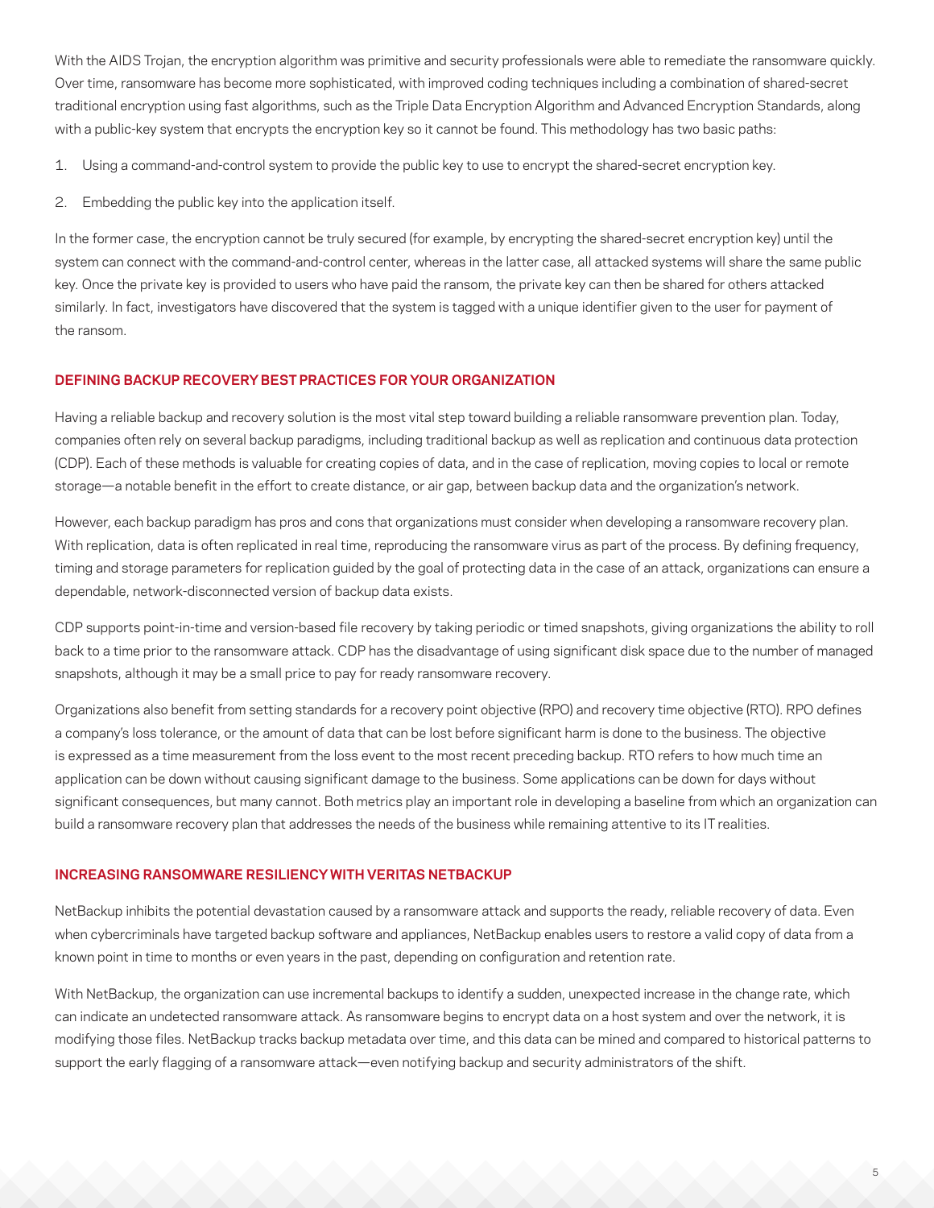With the AIDS Trojan, the encryption algorithm was primitive and security professionals were able to remediate the ransomware quickly. Over time, ransomware has become more sophisticated, with improved coding techniques including a combination of shared-secret traditional encryption using fast algorithms, such as the Triple Data Encryption Algorithm and Advanced Encryption Standards, along with a public-key system that encrypts the encryption key so it cannot be found. This methodology has two basic paths:

1. Using a command-and-control system to provide the public key to use to encrypt the shared-secret encryption key.
2. Embedding the public key into the application itself.

In the former case, the encryption cannot be truly secured (for example, by encrypting the shared-secret encryption key) until the system can connect with the command-and-control center, whereas in the latter case, all attacked systems will share the same public key. Once the private key is provided to users who have paid the ransom, the private key can then be shared for others attacked similarly. In fact, investigators have discovered that the system is tagged with a unique identifier given to the user for payment of the ransom.

## DEFINING BACKUP RECOVERY BEST PRACTICES FOR YOUR ORGANIZATION

Having a reliable backup and recovery solution is the most vital step toward building a reliable ransomware prevention plan. Today, companies often rely on several backup paradigms, including traditional backup as well as replication and continuous data protection (CDP). Each of these methods is valuable for creating copies of data, and in the case of replication, moving copies to local or remote storage—a notable benefit in the effort to create distance, or air gap, between backup data and the organization's network.

However, each backup paradigm has pros and cons that organizations must consider when developing a ransomware recovery plan. With replication, data is often replicated in real time, reproducing the ransomware virus as part of the process. By defining frequency, timing and storage parameters for replication guided by the goal of protecting data in the case of an attack, organizations can ensure a dependable, network-disconnected version of backup data exists.

CDP supports point-in-time and version-based file recovery by taking periodic or timed snapshots, giving organizations the ability to roll back to a time prior to the ransomware attack. CDP has the disadvantage of using significant disk space due to the number of managed snapshots, although it may be a small price to pay for ready ransomware recovery.

Organizations also benefit from setting standards for a recovery point objective (RPO) and recovery time objective (RTO). RPO defines a company's loss tolerance, or the amount of data that can be lost before significant harm is done to the business. The objective is expressed as a time measurement from the loss event to the most recent preceding backup. RTO refers to how much time an application can be down without causing significant damage to the business. Some applications can be down for days without significant consequences, but many cannot. Both metrics play an important role in developing a baseline from which an organization can build a ransomware recovery plan that addresses the needs of the business while remaining attentive to its IT realities.

## INCREASING RANSOMWARE RESILIENCY WITH VERITAS NETBACKUP

NetBackup inhibits the potential devastation caused by a ransomware attack and supports the ready, reliable recovery of data. Even when cybercriminals have targeted backup software and appliances, NetBackup enables users to restore a valid copy of data from a known point in time to months or even years in the past, depending on configuration and retention rate.

With NetBackup, the organization can use incremental backups to identify a sudden, unexpected increase in the change rate, which can indicate an undetected ransomware attack. As ransomware begins to encrypt data on a host system and over the network, it is modifying those files. NetBackup tracks backup metadata over time, and this data can be mined and compared to historical patterns to support the early flagging of a ransomware attack—even notifying backup and security administrators of the shift.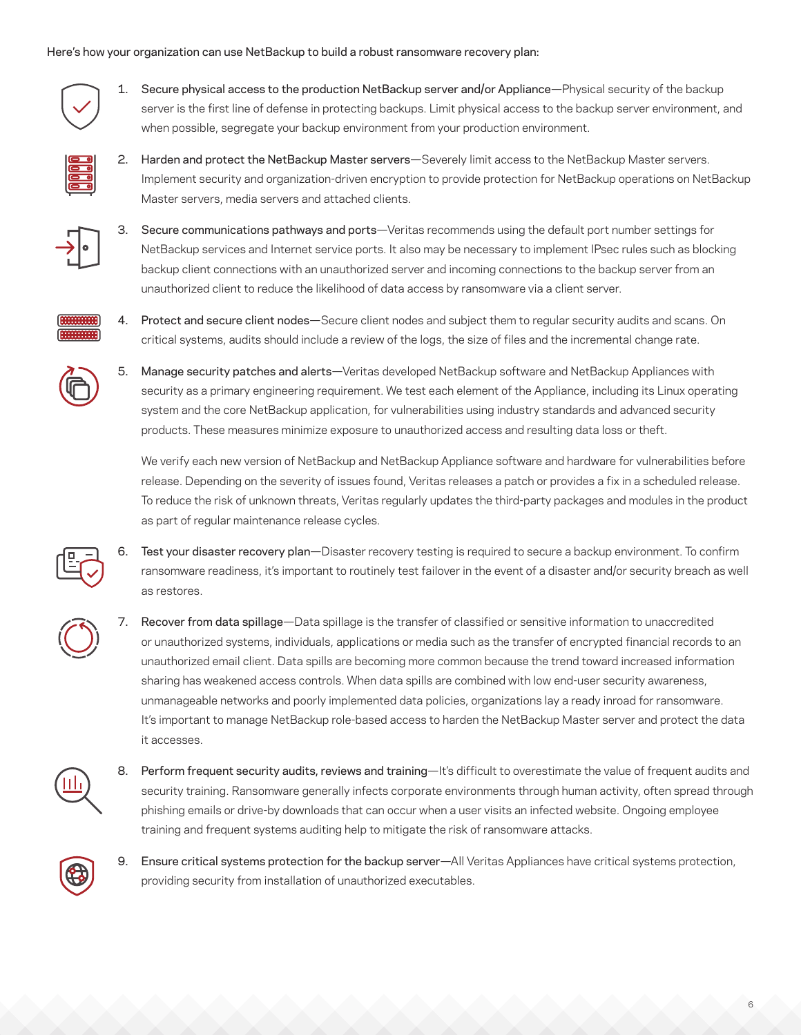Here's how your organization can use NetBackup to build a robust ransomware recovery plan:

1. **Secure physical access to the production NetBackup server and/or Appliance**—Physical security of the backup server is the first line of defense in protecting backups. Limit physical access to the backup server environment, and when possible, segregate your backup environment from your production environment.

2. **Harden and protect the NetBackup Master servers**—Severely limit access to the NetBackup Master servers. Implement security and organization-driven encryption to provide protection for NetBackup operations on NetBackup Master servers, media servers and attached clients.

3. **Secure communications pathways and ports**—Veritas recommends using the default port number settings for NetBackup services and Internet service ports. It also may be necessary to implement IPsec rules such as blocking backup client connections with an unauthorized server and incoming connections to the backup server from an unauthorized client to reduce the likelihood of data access by ransomware via a client server.

4. **Protect and secure client nodes**—Secure client nodes and subject them to regular security audits and scans. On critical systems, audits should include a review of the logs, the size of files and the incremental change rate.

5. **Manage security patches and alerts**—Veritas developed NetBackup software and NetBackup Appliances with security as a primary engineering requirement. We test each element of the Appliance, including its Linux operating system and the core NetBackup application, for vulnerabilities using industry standards and advanced security products. These measures minimize exposure to unauthorized access and resulting data loss or theft.

   We verify each new version of NetBackup and NetBackup Appliance software and hardware for vulnerabilities before release. Depending on the severity of issues found, Veritas releases a patch or provides a fix in a scheduled release. To reduce the risk of unknown threats, Veritas regularly updates the third-party packages and modules in the product as part of regular maintenance release cycles.

6. **Test your disaster recovery plan**—Disaster recovery testing is required to secure a backup environment. To confirm ransomware readiness, it's important to routinely test failover in the event of a disaster and/or security breach as well as restores.

7. **Recover from data spillage**—Data spillage is the transfer of classified or sensitive information to unaccredited or unauthorized systems, individuals, applications or media such as the transfer of encrypted financial records to an unauthorized email client. Data spills are becoming more common because the trend toward increased information sharing has weakened access controls. When data spills are combined with low end-user security awareness, unmanageable networks and poorly implemented data policies, organizations lay a ready inroad for ransomware. It's important to manage NetBackup role-based access to harden the NetBackup Master server and protect the data it accesses.

8. **Perform frequent security audits, reviews and training**—It's difficult to overestimate the value of frequent audits and security training. Ransomware generally infects corporate environments through human activity, often spread through phishing emails or drive-by downloads that can occur when a user visits an infected website. Ongoing employee training and frequent systems auditing help to mitigate the risk of ransomware attacks.

9. **Ensure critical systems protection for the backup server**—All Veritas Appliances have critical systems protection, providing security from installation of unauthorized executables.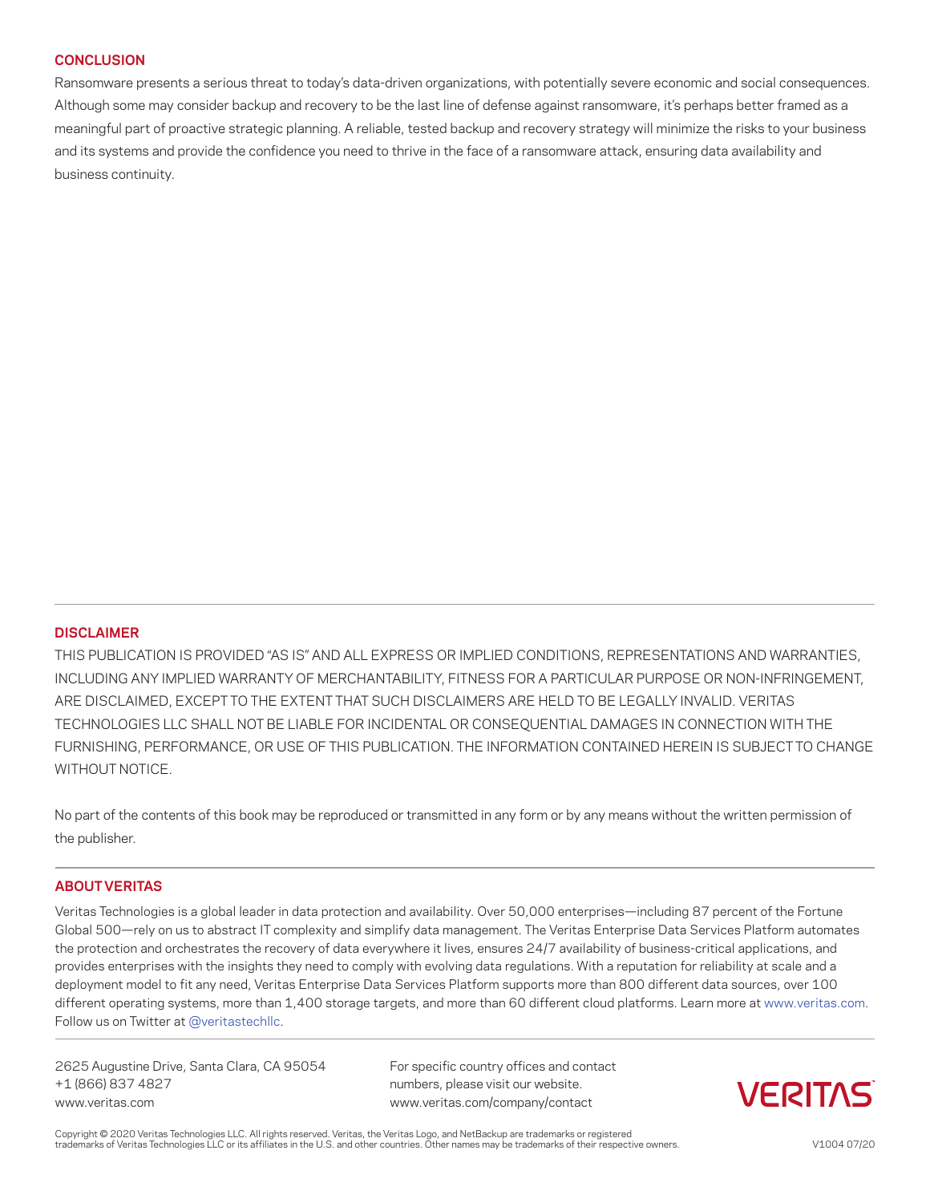## CONCLUSION

Ransomware presents a serious threat to today's data-driven organizations, with potentially severe economic and social consequences. Although some may consider backup and recovery to be the last line of defense against ransomware, it's perhaps better framed as a meaningful part of proactive strategic planning. A reliable, tested backup and recovery strategy will minimize the risks to your business and its systems and provide the confidence you need to thrive in the face of a ransomware attack, ensuring data availability and business continuity.

## DISCLAIMER

THIS PUBLICATION IS PROVIDED "AS IS" AND ALL EXPRESS OR IMPLIED CONDITIONS, REPRESENTATIONS AND WARRANTIES, INCLUDING ANY IMPLIED WARRANTY OF MERCHANTABILITY, FITNESS FOR A PARTICULAR PURPOSE OR NON-INFRINGEMENT, ARE DISCLAIMED, EXCEPT TO THE EXTENT THAT SUCH DISCLAIMERS ARE HELD TO BE LEGALLY INVALID. VERITAS TECHNOLOGIES LLC SHALL NOT BE LIABLE FOR INCIDENTAL OR CONSEQUENTIAL DAMAGES IN CONNECTION WITH THE FURNISHING, PERFORMANCE, OR USE OF THIS PUBLICATION. THE INFORMATION CONTAINED HEREIN IS SUBJECT TO CHANGE WITHOUT NOTICE.

No part of the contents of this book may be reproduced or transmitted in any form or by any means without the written permission of the publisher.

## ABOUT VERITAS

Veritas Technologies is a global leader in data protection and availability. Over 50,000 enterprises—including 87 percent of the Fortune Global 500—rely on us to abstract IT complexity and simplify data management. The Veritas Enterprise Data Services Platform automates the protection and orchestrates the recovery of data everywhere it lives, ensures 24/7 availability of business-critical applications, and provides enterprises with the insights they need to comply with evolving data regulations. With a reputation for reliability at scale and a deployment model to fit any need, Veritas Enterprise Data Services Platform supports more than 800 different data sources, over 100 different operating systems, more than 1,400 storage targets, and more than 60 different cloud platforms. Learn more at www.veritas.com. Follow us on Twitter at @veritastechllc.

2625 Augustine Drive, Santa Clara, CA 95054
+1 (866) 837 4827
www.veritas.com

For specific country offices and contact numbers, please visit our website.
www.veritas.com/company/contact

VERITAS

Copyright © 2020 Veritas Technologies LLC. All rights reserved. Veritas, the Veritas Logo, and NetBackup are trademarks or registered trademarks of Veritas Technologies LLC or its affiliates in the U.S. and other countries. Other names may be trademarks of their respective owners.

V1004 07/20